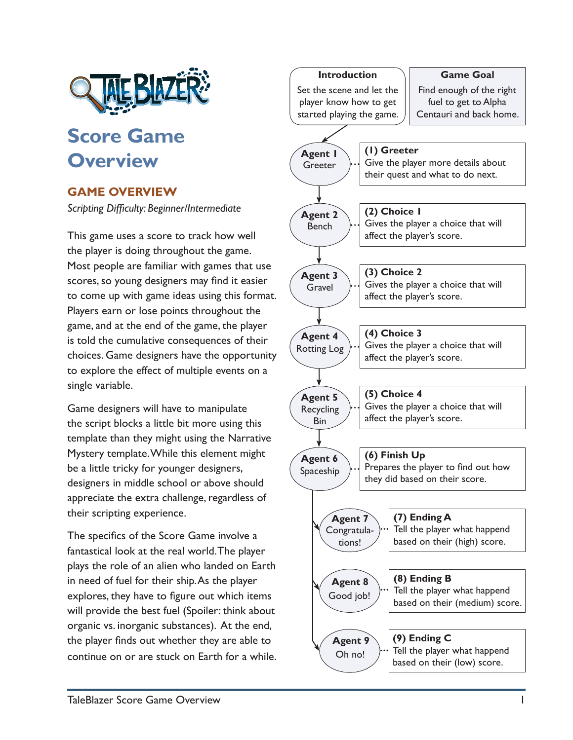# Score Game Overview

## GAME OVERVIEW

*Scripting Difficulty: Beginner/Intermediate*

This game uses a score to track how well the player is doing throughout the game. Most people are familiar with games that use scores, so young designers may find it easier to come up with game ideas using this format. Players earn or lose points throughout the game, and at the end of the game, the player is told the cumulative consequences of their choices. Game designers have the opportunity to explore the effect of multiple events on a single variable.

Game designers will have to manipulate the script blocks a little bit more using this template than they might using the Narrative Mystery template. While this element might be a little tricky for younger designers, designers in middle school or above should appreciate the extra challenge, regardless of their scripting experience.

The specifics of the Score Game involve a fantastical look at the real world. The player plays the role of an alien who landed on Earth in need of fuel for their ship. As the player explores, they have to figure out which items will provide the best fuel (Spoiler: think about organic vs. inorganic substances). At the end, the player finds out whether they are able to continue on or are stuck on Earth for a while.

**Introduction**
Set the scene and let the player know how to get started playing the game.

**Game Goal**
Find enough of the right fuel to get to Alpha Centauri and back home.

**Agent 1** Greeter — **(1) Greeter**: Give the player more details about their quest and what to do next.

**Agent 2** Bench — **(2) Choice 1**: Gives the player a choice that will affect the player's score.

**Agent 3** Gravel — **(3) Choice 2**: Gives the player a choice that will affect the player's score.

**Agent 4** Rotting Log — **(4) Choice 3**: Gives the player a choice that will affect the player's score.

**Agent 5** Recycling Bin — **(5) Choice 4**: Gives the player a choice that will affect the player's score.

**Agent 6** Spaceship — **(6) Finish Up**: Prepares the player to find out how they did based on their score.

**Agent 7** Congratulations! — **(7) Ending A**: Tell the player what happend based on their (high) score.

**Agent 8** Good job! — **(8) Ending B**: Tell the player what happend based on their (medium) score.

**Agent 9** Oh no! — **(9) Ending C**: Tell the player what happend based on their (low) score.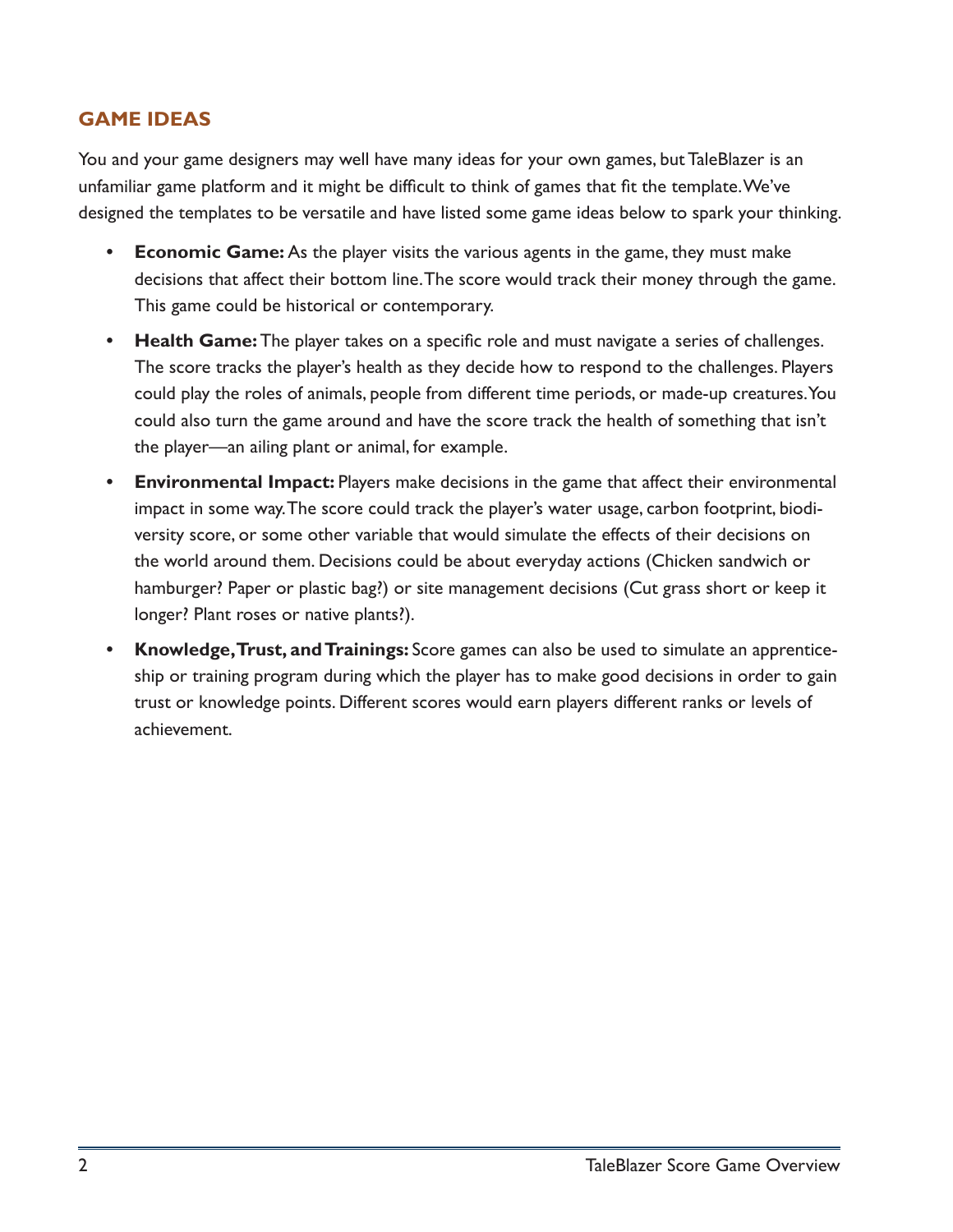## GAME IDEAS

You and your game designers may well have many ideas for your own games, but TaleBlazer is an unfamiliar game platform and it might be difficult to think of games that fit the template. We've designed the templates to be versatile and have listed some game ideas below to spark your thinking.

- **Economic Game:** As the player visits the various agents in the game, they must make decisions that affect their bottom line. The score would track their money through the game. This game could be historical or contemporary.
- **Health Game:** The player takes on a specific role and must navigate a series of challenges. The score tracks the player's health as they decide how to respond to the challenges. Players could play the roles of animals, people from different time periods, or made-up creatures. You could also turn the game around and have the score track the health of something that isn't the player—an ailing plant or animal, for example.
- **Environmental Impact:** Players make decisions in the game that affect their environmental impact in some way. The score could track the player's water usage, carbon footprint, biodiversity score, or some other variable that would simulate the effects of their decisions on the world around them. Decisions could be about everyday actions (Chicken sandwich or hamburger? Paper or plastic bag?) or site management decisions (Cut grass short or keep it longer? Plant roses or native plants?).
- **Knowledge, Trust, and Trainings:** Score games can also be used to simulate an apprenticeship or training program during which the player has to make good decisions in order to gain trust or knowledge points. Different scores would earn players different ranks or levels of achievement.